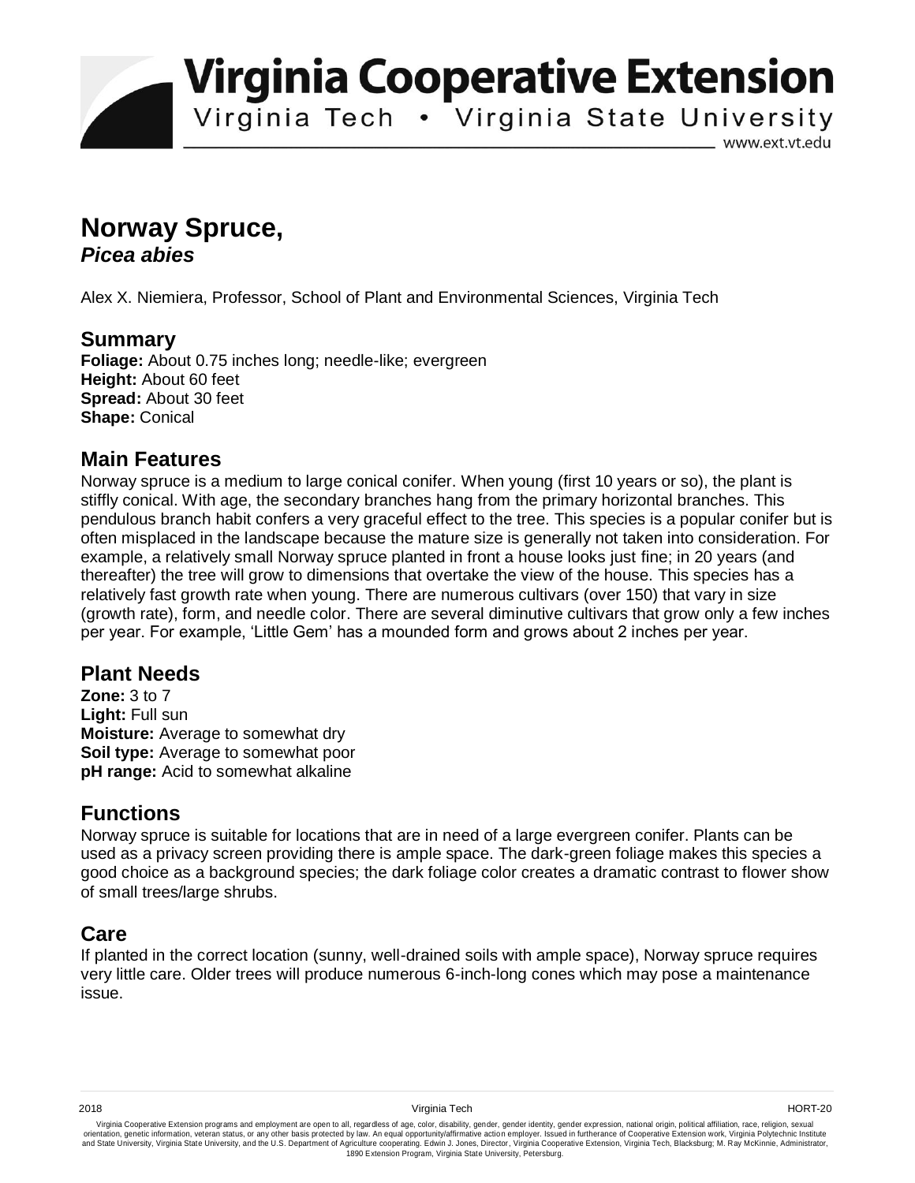# Virginia Cooperative Extension

Virginia Tech • Virginia State University

www.ext.vt.edu

# Norway Spruce, *Picea abies*

Alex X. Niemiera, Professor, School of Plant and Environmental Sciences, Virginia Tech

## Summary

**Foliage:** About 0.75 inches long; needle-like; evergreen
**Height:** About 60 feet
**Spread:** About 30 feet
**Shape:** Conical

## Main Features

Norway spruce is a medium to large conical conifer. When young (first 10 years or so), the plant is stiffly conical. With age, the secondary branches hang from the primary horizontal branches. This pendulous branch habit confers a very graceful effect to the tree. This species is a popular conifer but is often misplaced in the landscape because the mature size is generally not taken into consideration. For example, a relatively small Norway spruce planted in front a house looks just fine; in 20 years (and thereafter) the tree will grow to dimensions that overtake the view of the house. This species has a relatively fast growth rate when young. There are numerous cultivars (over 150) that vary in size (growth rate), form, and needle color. There are several diminutive cultivars that grow only a few inches per year. For example, 'Little Gem' has a mounded form and grows about 2 inches per year.

## Plant Needs

**Zone:** 3 to 7
**Light:** Full sun
**Moisture:** Average to somewhat dry
**Soil type:** Average to somewhat poor
**pH range:** Acid to somewhat alkaline

## Functions

Norway spruce is suitable for locations that are in need of a large evergreen conifer. Plants can be used as a privacy screen providing there is ample space. The dark-green foliage makes this species a good choice as a background species; the dark foliage color creates a dramatic contrast to flower show of small trees/large shrubs.

## Care

If planted in the correct location (sunny, well-drained soils with ample space), Norway spruce requires very little care. Older trees will produce numerous 6-inch-long cones which may pose a maintenance issue.

2018 Virginia Tech HORT-20

Virginia Cooperative Extension programs and employment are open to all, regardless of age, color, disability, gender, gender identity, gender expression, national origin, political affiliation, race, religion, sexual orientation, genetic information, veteran status, or any other basis protected by law. An equal opportunity/affirmative action employer. Issued in furtherance of Cooperative Extension work, Virginia Polytechnic Institute and State University, Virginia State University, and the U.S. Department of Agriculture cooperating. Edwin J. Jones, Director, Virginia Cooperative Extension, Virginia Tech, Blacksburg; M. Ray McKinnie, Administrator, 1890 Extension Program, Virginia State University, Petersburg.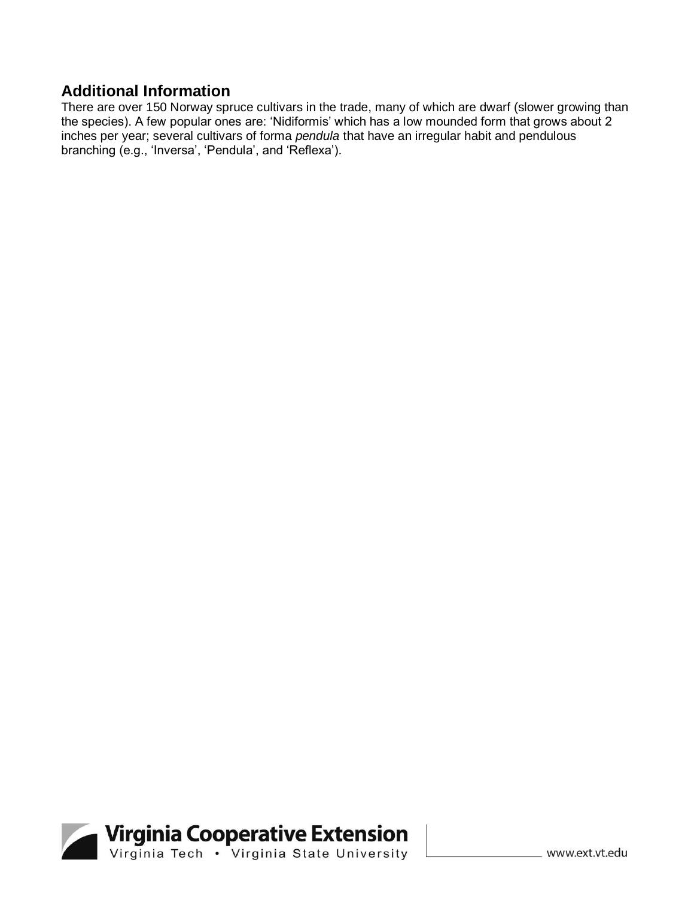## Additional Information

There are over 150 Norway spruce cultivars in the trade, many of which are dwarf (slower growing than the species). A few popular ones are: 'Nidiformis' which has a low mounded form that grows about 2 inches per year; several cultivars of forma *pendula* that have an irregular habit and pendulous branching (e.g., 'Inversa', 'Pendula', and 'Reflexa').